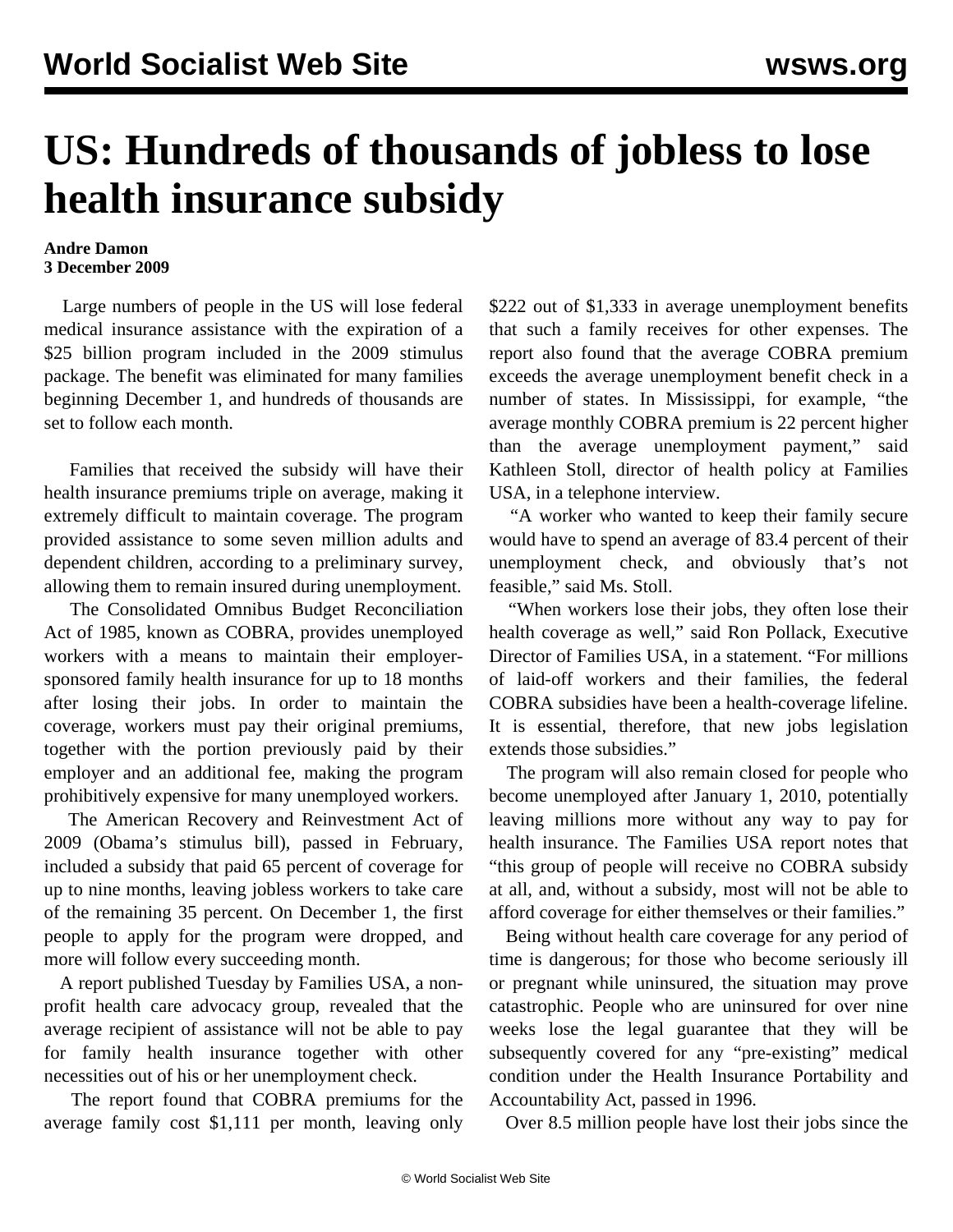# US: Hundreds of thousands of jobless to lose health insurance subsidy

**Andre Damon**
**3 December 2009**

Large numbers of people in the US will lose federal medical insurance assistance with the expiration of a $25 billion program included in the 2009 stimulus package. The benefit was eliminated for many families beginning December 1, and hundreds of thousands are set to follow each month.

Families that received the subsidy will have their health insurance premiums triple on average, making it extremely difficult to maintain coverage. The program provided assistance to some seven million adults and dependent children, according to a preliminary survey, allowing them to remain insured during unemployment.

The Consolidated Omnibus Budget Reconciliation Act of 1985, known as COBRA, provides unemployed workers with a means to maintain their employer-sponsored family health insurance for up to 18 months after losing their jobs. In order to maintain the coverage, workers must pay their original premiums, together with the portion previously paid by their employer and an additional fee, making the program prohibitively expensive for many unemployed workers.

The American Recovery and Reinvestment Act of 2009 (Obama's stimulus bill), passed in February, included a subsidy that paid 65 percent of coverage for up to nine months, leaving jobless workers to take care of the remaining 35 percent. On December 1, the first people to apply for the program were dropped, and more will follow every succeeding month.

A report published Tuesday by Families USA, a non-profit health care advocacy group, revealed that the average recipient of assistance will not be able to pay for family health insurance together with other necessities out of his or her unemployment check.

The report found that COBRA premiums for the average family cost $1,111 per month, leaving only $222 out of $1,333 in average unemployment benefits that such a family receives for other expenses. The report also found that the average COBRA premium exceeds the average unemployment benefit check in a number of states. In Mississippi, for example, "the average monthly COBRA premium is 22 percent higher than the average unemployment payment," said Kathleen Stoll, director of health policy at Families USA, in a telephone interview.

"A worker who wanted to keep their family secure would have to spend an average of 83.4 percent of their unemployment check, and obviously that's not feasible," said Ms. Stoll.

"When workers lose their jobs, they often lose their health coverage as well," said Ron Pollack, Executive Director of Families USA, in a statement. "For millions of laid-off workers and their families, the federal COBRA subsidies have been a health-coverage lifeline. It is essential, therefore, that new jobs legislation extends those subsidies."

The program will also remain closed for people who become unemployed after January 1, 2010, potentially leaving millions more without any way to pay for health insurance. The Families USA report notes that "this group of people will receive no COBRA subsidy at all, and, without a subsidy, most will not be able to afford coverage for either themselves or their families."

Being without health care coverage for any period of time is dangerous; for those who become seriously ill or pregnant while uninsured, the situation may prove catastrophic. People who are uninsured for over nine weeks lose the legal guarantee that they will be subsequently covered for any "pre-existing" medical condition under the Health Insurance Portability and Accountability Act, passed in 1996.

Over 8.5 million people have lost their jobs since the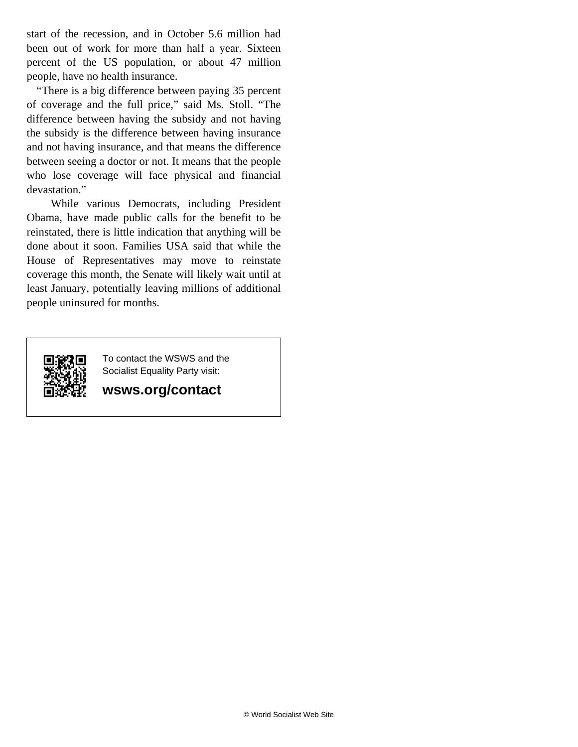start of the recession, and in October 5.6 million had been out of work for more than half a year. Sixteen percent of the US population, or about 47 million people, have no health insurance.

"There is a big difference between paying 35 percent of coverage and the full price," said Ms. Stoll. "The difference between having the subsidy and not having the subsidy is the difference between having insurance and not having insurance, and that means the difference between seeing a doctor or not. It means that the people who lose coverage will face physical and financial devastation."

While various Democrats, including President Obama, have made public calls for the benefit to be reinstated, there is little indication that anything will be done about it soon. Families USA said that while the House of Representatives may move to reinstate coverage this month, the Senate will likely wait until at least January, potentially leaving millions of additional people uninsured for months.

To contact the WSWS and the Socialist Equality Party visit:

**wsws.org/contact**